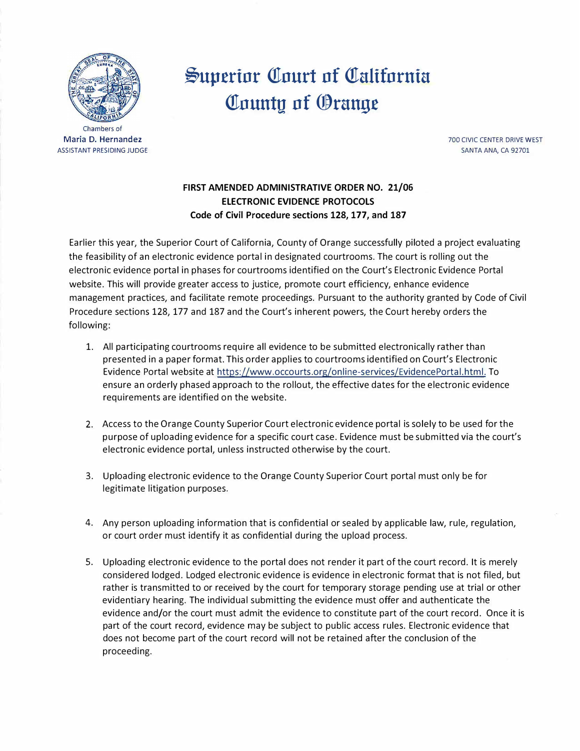# Superior Court of California
# County of Orange

Chambers of
**Maria D. Hernandez**
ASSISTANT PRESIDING JUDGE

700 CIVIC CENTER DRIVE WEST
SANTA ANA, CA 92701

**FIRST AMENDED ADMINISTRATIVE ORDER NO. 21/06**
**ELECTRONIC EVIDENCE PROTOCOLS**
**Code of Civil Procedure sections 128, 177, and 187**

Earlier this year, the Superior Court of California, County of Orange successfully piloted a project evaluating the feasibility of an electronic evidence portal in designated courtrooms. The court is rolling out the electronic evidence portal in phases for courtrooms identified on the Court's Electronic Evidence Portal website. This will provide greater access to justice, promote court efficiency, enhance evidence management practices, and facilitate remote proceedings. Pursuant to the authority granted by Code of Civil Procedure sections 128, 177 and 187 and the Court's inherent powers, the Court hereby orders the following:

1. All participating courtrooms require all evidence to be submitted electronically rather than presented in a paper format. This order applies to courtrooms identified on Court's Electronic Evidence Portal website at https://www.occourts.org/online-services/EvidencePortal.html. To ensure an orderly phased approach to the rollout, the effective dates for the electronic evidence requirements are identified on the website.

2. Access to the Orange County Superior Court electronic evidence portal is solely to be used for the purpose of uploading evidence for a specific court case. Evidence must be submitted via the court's electronic evidence portal, unless instructed otherwise by the court.

3. Uploading electronic evidence to the Orange County Superior Court portal must only be for legitimate litigation purposes.

4. Any person uploading information that is confidential or sealed by applicable law, rule, regulation, or court order must identify it as confidential during the upload process.

5. Uploading electronic evidence to the portal does not render it part of the court record. It is merely considered lodged. Lodged electronic evidence is evidence in electronic format that is not filed, but rather is transmitted to or received by the court for temporary storage pending use at trial or other evidentiary hearing. The individual submitting the evidence must offer and authenticate the evidence and/or the court must admit the evidence to constitute part of the court record. Once it is part of the court record, evidence may be subject to public access rules. Electronic evidence that does not become part of the court record will not be retained after the conclusion of the proceeding.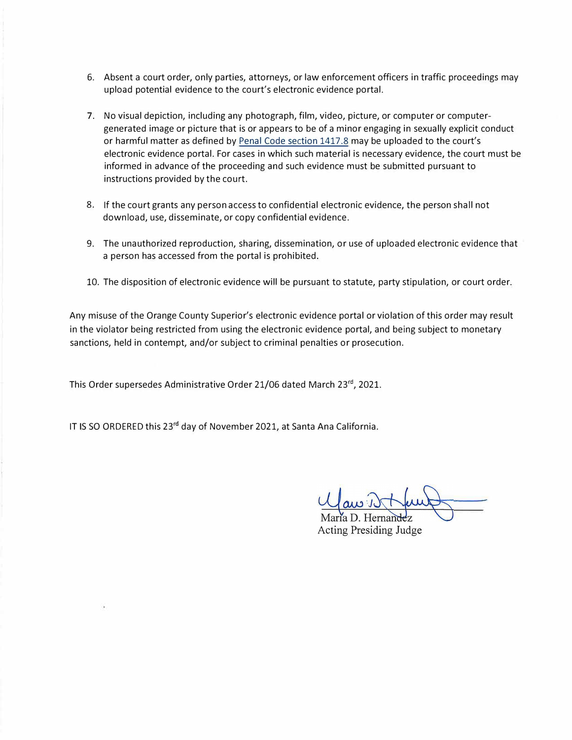6. Absent a court order, only parties, attorneys, or law enforcement officers in traffic proceedings may upload potential evidence to the court's electronic evidence portal.

7. No visual depiction, including any photograph, film, video, picture, or computer or computer-generated image or picture that is or appears to be of a minor engaging in sexually explicit conduct or harmful matter as defined by Penal Code section 1417.8 may be uploaded to the court's electronic evidence portal. For cases in which such material is necessary evidence, the court must be informed in advance of the proceeding and such evidence must be submitted pursuant to instructions provided by the court.

8. If the court grants any person access to confidential electronic evidence, the person shall not download, use, disseminate, or copy confidential evidence.

9. The unauthorized reproduction, sharing, dissemination, or use of uploaded electronic evidence that a person has accessed from the portal is prohibited.

10. The disposition of electronic evidence will be pursuant to statute, party stipulation, or court order.

Any misuse of the Orange County Superior's electronic evidence portal or violation of this order may result in the violator being restricted from using the electronic evidence portal, and being subject to monetary sanctions, held in contempt, and/or subject to criminal penalties or prosecution.

This Order supersedes Administrative Order 21/06 dated March 23rd, 2021.

IT IS SO ORDERED this 23rd day of November 2021, at Santa Ana California.

Maria D. Hernandez
Acting Presiding Judge